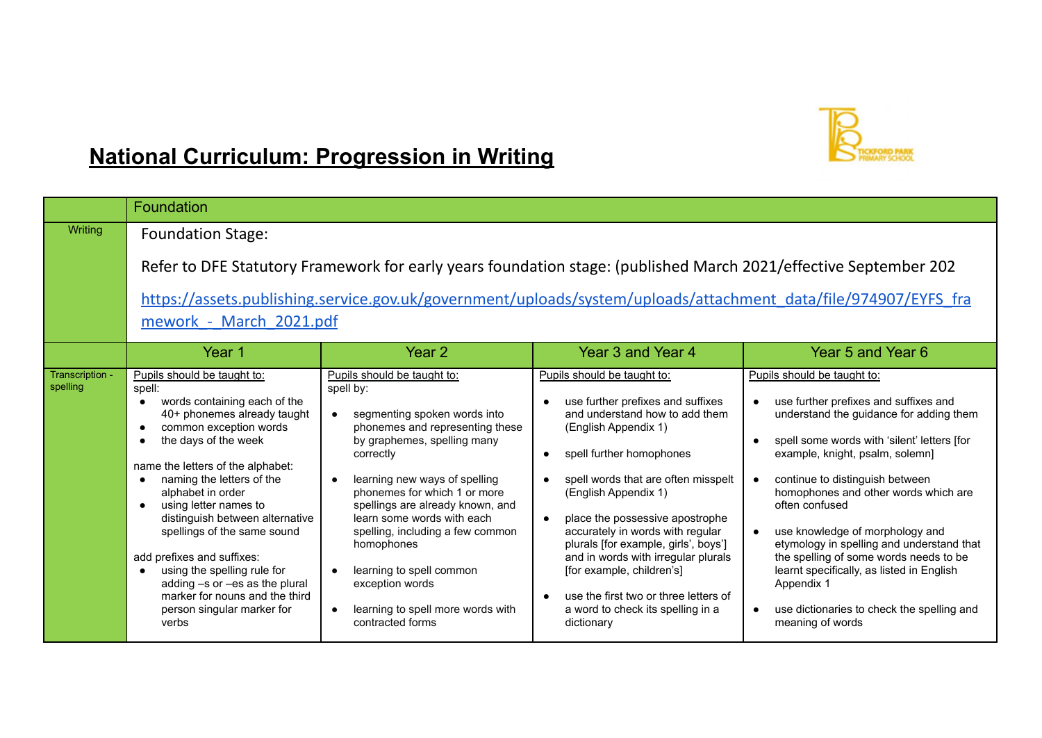# National Curriculum: Progression in Writing

TICKFORD PARK PRIMARY SCHOOL

| | Foundation | | | |
|---|---|---|---|---|
| Writing | Foundation Stage:<br><br>Refer to DFE Statutory Framework for early years foundation stage: (published March 2021/effective September 202<br><br>https://assets.publishing.service.gov.uk/government/uploads/system/uploads/attachment_data/file/974907/EYFS_framework_-_March_2021.pdf | | | |
| | **Year 1** | **Year 2** | **Year 3 and Year 4** | **Year 5 and Year 6** |
| Transcription - spelling | Pupils should be taught to:<br>spell:<br>• words containing each of the 40+ phonemes already taught<br>• common exception words<br>• the days of the week<br><br>name the letters of the alphabet:<br>• naming the letters of the alphabet in order<br>• using letter names to distinguish between alternative spellings of the same sound<br><br>add prefixes and suffixes:<br>• using the spelling rule for adding –s or –es as the plural marker for nouns and the third person singular marker for verbs | Pupils should be taught to:<br>spell by:<br>• segmenting spoken words into phonemes and representing these by graphemes, spelling many correctly<br>• learning new ways of spelling phonemes for which 1 or more spellings are already known, and learn some words with each spelling, including a few common homophones<br>• learning to spell common exception words<br>• learning to spell more words with contracted forms | Pupils should be taught to:<br>• use further prefixes and suffixes and understand how to add them (English Appendix 1)<br>• spell further homophones<br>• spell words that are often misspelt (English Appendix 1)<br>• place the possessive apostrophe accurately in words with regular plurals [for example, girls', boys'] and in words with irregular plurals [for example, children's]<br>• use the first two or three letters of a word to check its spelling in a dictionary | Pupils should be taught to:<br>• use further prefixes and suffixes and understand the guidance for adding them<br>• spell some words with 'silent' letters [for example, knight, psalm, solemn]<br>• continue to distinguish between homophones and other words which are often confused<br>• use knowledge of morphology and etymology in spelling and understand that the spelling of some words needs to be learnt specifically, as listed in English Appendix 1<br>• use dictionaries to check the spelling and meaning of words |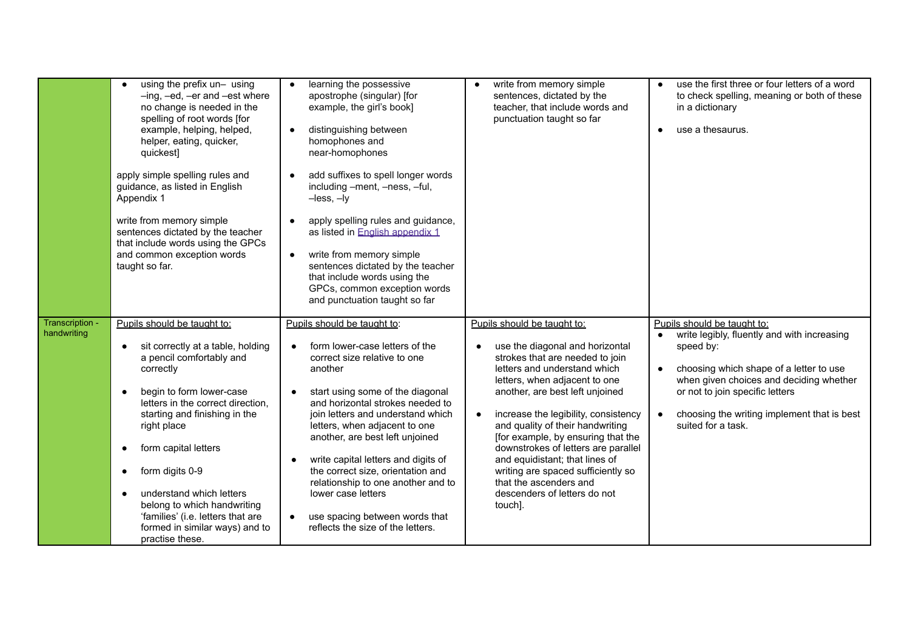| | | | | |
|---|---|---|---|---|
| | • using the prefix un– using –ing, –ed, –er and –est where no change is needed in the spelling of root words [for example, helping, helped, helper, eating, quicker, quickest]<br><br>apply simple spelling rules and guidance, as listed in English Appendix 1<br><br>write from memory simple sentences dictated by the teacher that include words using the GPCs and common exception words taught so far. | • learning the possessive apostrophe (singular) [for example, the girl's book]<br><br>• distinguishing between homophones and near-homophones<br><br>• add suffixes to spell longer words including –ment, –ness, –ful, –less, –ly<br><br>• apply spelling rules and guidance, as listed in English appendix 1<br><br>• write from memory simple sentences dictated by the teacher that include words using the GPCs, common exception words and punctuation taught so far | • write from memory simple sentences, dictated by the teacher, that include words and punctuation taught so far | • use the first three or four letters of a word to check spelling, meaning or both of these in a dictionary<br><br>• use a thesaurus. |
| Transcription - handwriting | Pupils should be taught to:<br><br>• sit correctly at a table, holding a pencil comfortably and correctly<br><br>• begin to form lower-case letters in the correct direction, starting and finishing in the right place<br><br>• form capital letters<br><br>• form digits 0-9<br><br>• understand which letters belong to which handwriting 'families' (i.e. letters that are formed in similar ways) and to practise these. | Pupils should be taught to:<br><br>• form lower-case letters of the correct size relative to one another<br><br>• start using some of the diagonal and horizontal strokes needed to join letters and understand which letters, when adjacent to one another, are best left unjoined<br><br>• write capital letters and digits of the correct size, orientation and relationship to one another and to lower case letters<br><br>• use spacing between words that reflects the size of the letters. | Pupils should be taught to:<br><br>• use the diagonal and horizontal strokes that are needed to join letters and understand which letters, when adjacent to one another, are best left unjoined<br><br>• increase the legibility, consistency and quality of their handwriting [for example, by ensuring that the downstrokes of letters are parallel and equidistant; that lines of writing are spaced sufficiently so that the ascenders and descenders of letters do not touch]. | Pupils should be taught to:<br>• write legibly, fluently and with increasing speed by:<br><br>• choosing which shape of a letter to use when given choices and deciding whether or not to join specific letters<br><br>• choosing the writing implement that is best suited for a task. |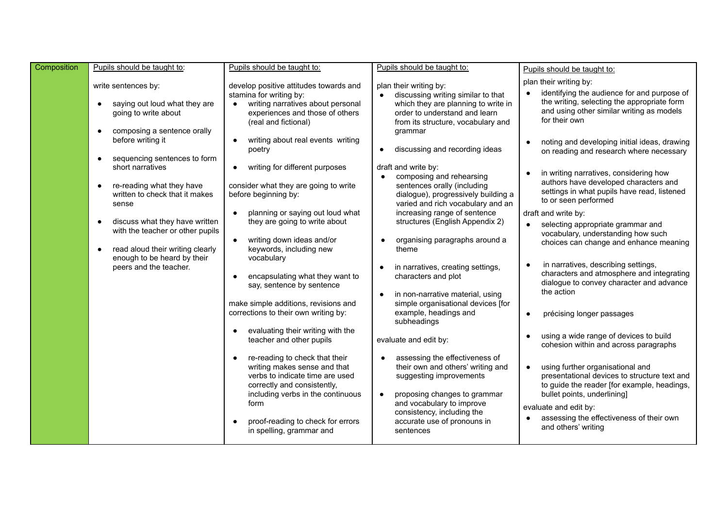| Composition | Pupils should be taught to:<br><br>write sentences by:<br><br>• saying out loud what they are going to write about<br><br>• composing a sentence orally before writing it<br><br>• sequencing sentences to form short narratives<br><br>• re-reading what they have written to check that it makes sense<br><br>• discuss what they have written with the teacher or other pupils<br><br>• read aloud their writing clearly enough to be heard by their peers and the teacher. | Pupils should be taught to:<br><br>develop positive attitudes towards and stamina for writing by:<br>• writing narratives about personal experiences and those of others (real and fictional)<br><br>• writing about real events writing poetry<br><br>• writing for different purposes<br><br>consider what they are going to write before beginning by:<br><br>• planning or saying out loud what they are going to write about<br><br>• writing down ideas and/or keywords, including new vocabulary<br><br>• encapsulating what they want to say, sentence by sentence<br><br>make simple additions, revisions and corrections to their own writing by:<br><br>• evaluating their writing with the teacher and other pupils<br><br>• re-reading to check that their writing makes sense and that verbs to indicate time are used correctly and consistently, including verbs in the continuous form<br><br>• proof-reading to check for errors in spelling, grammar and | Pupils should be taught to:<br><br>plan their writing by:<br>• discussing writing similar to that which they are planning to write in order to understand and learn from its structure, vocabulary and grammar<br><br>• discussing and recording ideas<br><br>draft and write by:<br>• composing and rehearsing sentences orally (including dialogue), progressively building a varied and rich vocabulary and an increasing range of sentence structures (English Appendix 2)<br><br>• organising paragraphs around a theme<br><br>• in narratives, creating settings, characters and plot<br><br>• in non-narrative material, using simple organisational devices [for example, headings and subheadings<br><br>evaluate and edit by:<br><br>• assessing the effectiveness of their own and others' writing and suggesting improvements<br><br>• proposing changes to grammar and vocabulary to improve consistency, including the accurate use of pronouns in sentences | Pupils should be taught to:<br><br>plan their writing by:<br>• identifying the audience for and purpose of the writing, selecting the appropriate form and using other similar writing as models for their own<br><br>• noting and developing initial ideas, drawing on reading and research where necessary<br><br>• in writing narratives, considering how authors have developed characters and settings in what pupils have read, listened to or seen performed<br><br>draft and write by:<br>• selecting appropriate grammar and vocabulary, understanding how such choices can change and enhance meaning<br><br>• in narratives, describing settings, characters and atmosphere and integrating dialogue to convey character and advance the action<br><br>• précising longer passages<br><br>• using a wide range of devices to build cohesion within and across paragraphs<br><br>• using further organisational and presentational devices to structure text and to guide the reader [for example, headings, bullet points, underlining]<br><br>evaluate and edit by:<br>• assessing the effectiveness of their own and others' writing |
|---|---|---|---|---|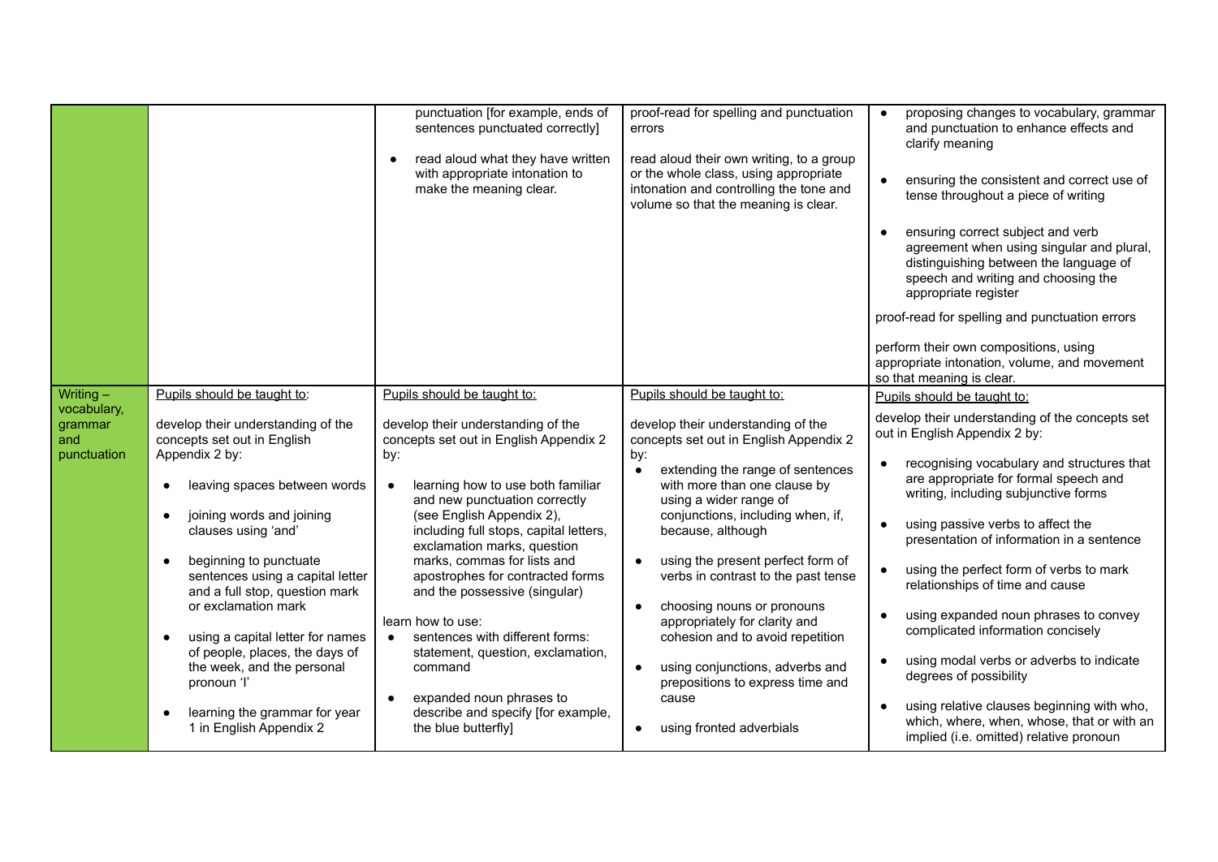| | | | | |
|---|---|---|---|---|
| | | punctuation [for example, ends of sentences punctuated correctly]<br><br>● read aloud what they have written with appropriate intonation to make the meaning clear. | proof-read for spelling and punctuation errors<br><br>read aloud their own writing, to a group or the whole class, using appropriate intonation and controlling the tone and volume so that the meaning is clear. | ● proposing changes to vocabulary, grammar and punctuation to enhance effects and clarify meaning<br><br>● ensuring the consistent and correct use of tense throughout a piece of writing<br><br>● ensuring correct subject and verb agreement when using singular and plural, distinguishing between the language of speech and writing and choosing the appropriate register<br><br>proof-read for spelling and punctuation errors<br><br>perform their own compositions, using appropriate intonation, volume, and movement so that meaning is clear. |
| Writing – vocabulary, grammar and punctuation | Pupils should be taught to:<br><br>develop their understanding of the concepts set out in English Appendix 2 by:<br><br>● leaving spaces between words<br><br>● joining words and joining clauses using 'and'<br><br>● beginning to punctuate sentences using a capital letter and a full stop, question mark or exclamation mark<br><br>● using a capital letter for names of people, places, the days of the week, and the personal pronoun 'I'<br><br>● learning the grammar for year 1 in English Appendix 2 | Pupils should be taught to:<br><br>develop their understanding of the concepts set out in English Appendix 2 by:<br><br>● learning how to use both familiar and new punctuation correctly (see English Appendix 2), including full stops, capital letters, exclamation marks, question marks, commas for lists and apostrophes for contracted forms and the possessive (singular)<br><br>learn how to use:<br>● sentences with different forms: statement, question, exclamation, command<br><br>● expanded noun phrases to describe and specify [for example, the blue butterfly] | Pupils should be taught to:<br><br>develop their understanding of the concepts set out in English Appendix 2 by:<br>● extending the range of sentences with more than one clause by using a wider range of conjunctions, including when, if, because, although<br><br>● using the present perfect form of verbs in contrast to the past tense<br><br>● choosing nouns or pronouns appropriately for clarity and cohesion and to avoid repetition<br><br>● using conjunctions, adverbs and prepositions to express time and cause<br><br>● using fronted adverbials | Pupils should be taught to:<br><br>develop their understanding of the concepts set out in English Appendix 2 by:<br><br>● recognising vocabulary and structures that are appropriate for formal speech and writing, including subjunctive forms<br><br>● using passive verbs to affect the presentation of information in a sentence<br><br>● using the perfect form of verbs to mark relationships of time and cause<br><br>● using expanded noun phrases to convey complicated information concisely<br><br>● using modal verbs or adverbs to indicate degrees of possibility<br><br>● using relative clauses beginning with who, which, where, when, whose, that or with an implied (i.e. omitted) relative pronoun |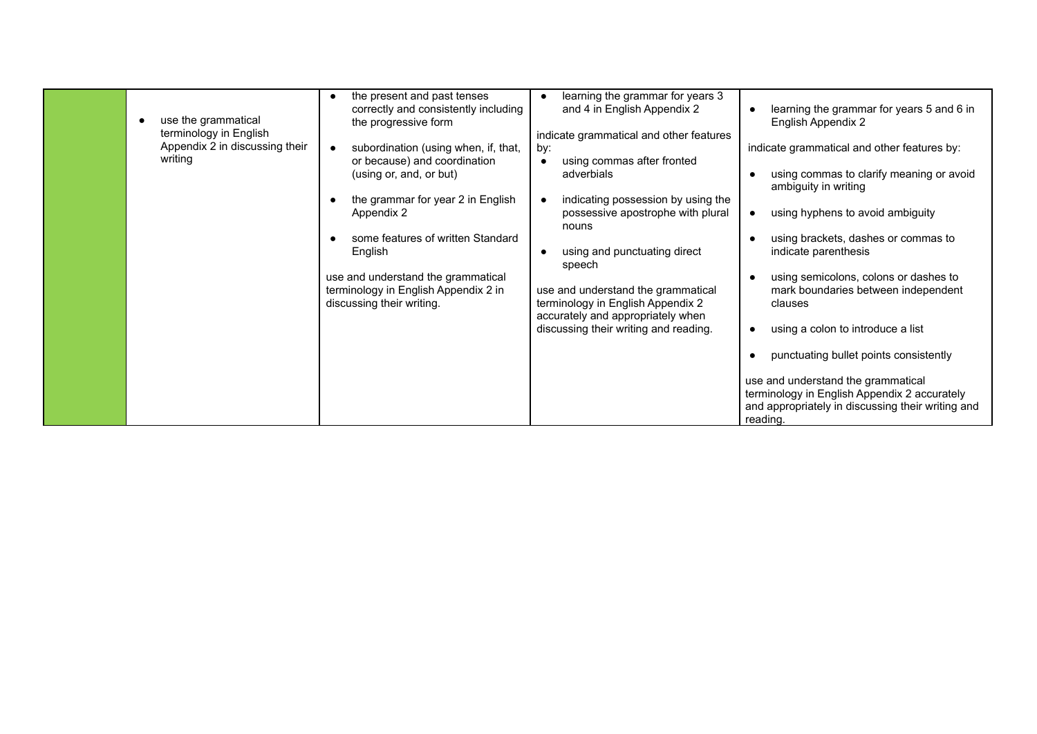| | | | | |
|---|---|---|---|---|
| | • use the grammatical terminology in English Appendix 2 in discussing their writing | • the present and past tenses correctly and consistently including the progressive form<br><br>• subordination (using when, if, that, or because) and coordination (using or, and, or but)<br><br>• the grammar for year 2 in English Appendix 2<br><br>• some features of written Standard English<br><br>use and understand the grammatical terminology in English Appendix 2 in discussing their writing. | • learning the grammar for years 3 and 4 in English Appendix 2<br><br>indicate grammatical and other features by:<br>• using commas after fronted adverbials<br><br>• indicating possession by using the possessive apostrophe with plural nouns<br><br>• using and punctuating direct speech<br><br>use and understand the grammatical terminology in English Appendix 2 accurately and appropriately when discussing their writing and reading. | • learning the grammar for years 5 and 6 in English Appendix 2<br><br>indicate grammatical and other features by:<br><br>• using commas to clarify meaning or avoid ambiguity in writing<br><br>• using hyphens to avoid ambiguity<br><br>• using brackets, dashes or commas to indicate parenthesis<br><br>• using semicolons, colons or dashes to mark boundaries between independent clauses<br><br>• using a colon to introduce a list<br><br>• punctuating bullet points consistently<br><br>use and understand the grammatical terminology in English Appendix 2 accurately and appropriately in discussing their writing and reading. |